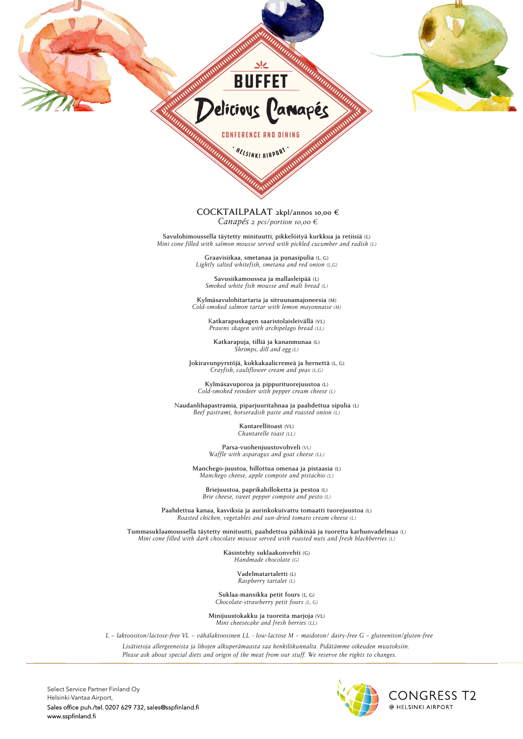# BUFFET

## Delicious Canapés

CONFERENCE AND DINING

- HELSINKI AIRPORT -

## COCKTAILPALAT 2kpl/annos 10,00 €

*Canapés 2 pcs/portion 10,00 €*

Savulohimoussella täytetty minituutti, pikkelöityä kurkkua ja retiisiä (L)
*Mini cone filled with salmon mousse served with pickled cucumber and radish (L)*

Graavisiikaa, smetanaa ja punasipulia (L, G)
*Lightly salted whitefish, smetana and red onion (L,G)*

Savusiikamoussea ja mallasleipää (L)
*Smoked white fish mousse and malt bread (L)*

Kylmäsavulohitartaria ja sitruunamajoneesia (M)
*Cold-smoked salmon tartar with lemon mayonnaise (M)*

Katkarapuskagen saaristolaisleivällä (VL)
*Prawns skagen with archipelago bread (LL)*

Katkarapuja, tilliä ja kananmunaa (L)
*Shrimps, dill and egg (L)*

Jokiravunpyrstöjä, kukkakaalicremeä ja herenttä (L, G)
*Crayfish, cauliflower cream and peas (L,G)*

Kylmäsavuporoa ja pippurituorejuustoa (L)
*Cold-smoked reindeer with pepper cream cheese (L)*

Naudanlihapastramia, piparjuuritahnaa ja paahdettua sipulia (L)
*Beef pastrami, horseradish paste and roasted onion (L)*

Kantarellitoast (VL)
*Chantarelle toast (LL)*

Parsa-vuohenjuustovohveli (VL)
*Waffle with asparagus and goat cheese (LL)*

Manchego-juustoa, hillottua omenaa ja pistaasia (L)
*Manchego cheese, apple compote and pistachio (L)*

Briejuustoa, paprikahilloketta ja pestoa (L)
*Brie cheese, sweet pepper compote and pesto (L)*

Paahdettua kanaa, kasviksia ja aurinkokuivattu tomaatti tuorejuustoa (L)
*Roasted chicken, vegetables and sun-dried tomato cream cheese (L)*

Tummasuklaamoussella täytetty minituutti, paahdettua pähkinää ja tuoretta karhunvadelmaa (L)
*Mini cone filled with dark chocolate mousse served with roasted nuts and fresh blackberries (L)*

Käsintehty suklaakonvehti (G)
*Handmade chocolate (G)*

Vadelmatartaletti (L)
*Raspberry tartalet (L)*

Suklaa-mansikka petit fours (L, G)
*Chocolate-strawberry petit fours (L, G)*

Minijuustokakku ja tuoreita marjoja (VL)
*Mini cheesecake and fresh berries (LL)*

*L – laktoositon/lactose-free VL – vähälaktoosinen LL - low-lactose M – maidoton/ dairy-free G – gluteeniton/gluten-free*

*Lisätietoja allergeeneista ja lihojen alkuperämaasta saa henkilökunnalta. Pidätämme oikeuden muutoksiin.*
*Please ask about special diets and origin of the meat from our stuff. We reserve the rights to changes.*

Select Service Partner Finland Oy
Helsinki-Vantaa Airport,
Sales office puh./tel. 0207 629 732, sales@sspfinland.fi
www.sspfinland.fi

CONGRESS T2
@ HELSINKI AIRPORT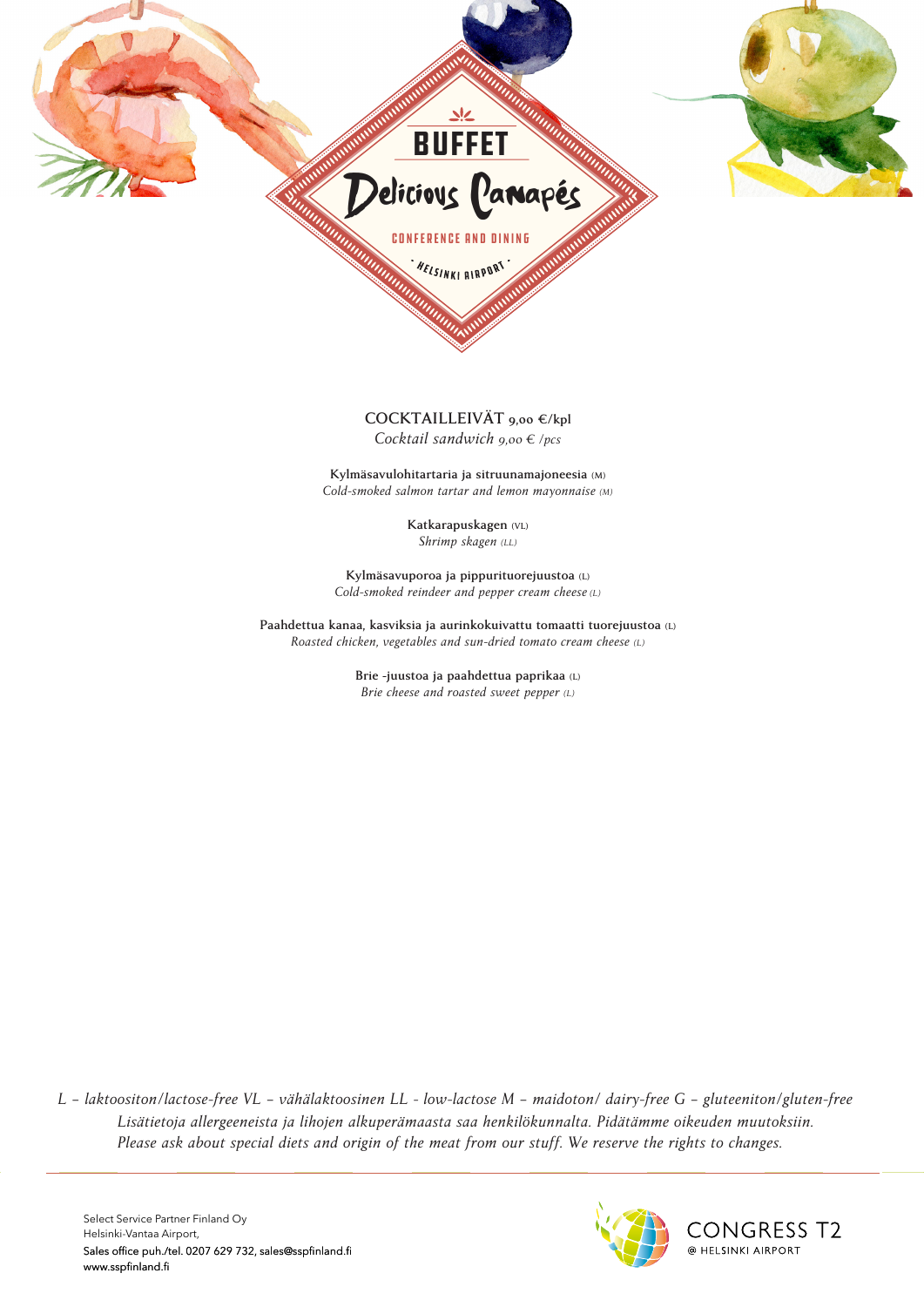# BUFFET

## Delicious Canapés

CONFERENCE AND DINING

- HELSINKI AIRPORT -

**COCKTAILLEIVÄT 9,00 €/kpl**
*Cocktail sandwich 9,00 € /pcs*

**Kylmäsavulohitartaria ja sitruunamajoneesia (M)**
*Cold-smoked salmon tartar and lemon mayonnaise (M)*

**Katkarapuskagen (VL)**
*Shrimp skagen (LL)*

**Kylmäsavuporoa ja pippurituorejuustoa (L)**
*Cold-smoked reindeer and pepper cream cheese (L)*

**Paahdettua kanaa, kasviksia ja aurinkokuivattu tomaatti tuorejuustoa (L)**
*Roasted chicken, vegetables and sun-dried tomato cream cheese (L)*

**Brie -juustoa ja paahdettua paprikaa (L)**
*Brie cheese and roasted sweet pepper (L)*

*L – laktoositon/lactose-free VL – vähälaktoosinen LL - low-lactose M – maidoton/ dairy-free G – gluteeniton/gluten-free*
*Lisätietoja allergeeneista ja lihojen alkuperämaasta saa henkilökunnalta. Pidätämme oikeuden muutoksiin.*
*Please ask about special diets and origin of the meat from our stuff. We reserve the rights to changes.*

Select Service Partner Finland Oy
Helsinki-Vantaa Airport,
Sales office puh./tel. 0207 629 732, sales@sspfinland.fi
www.sspfinland.fi

CONGRESS T2
@ HELSINKI AIRPORT